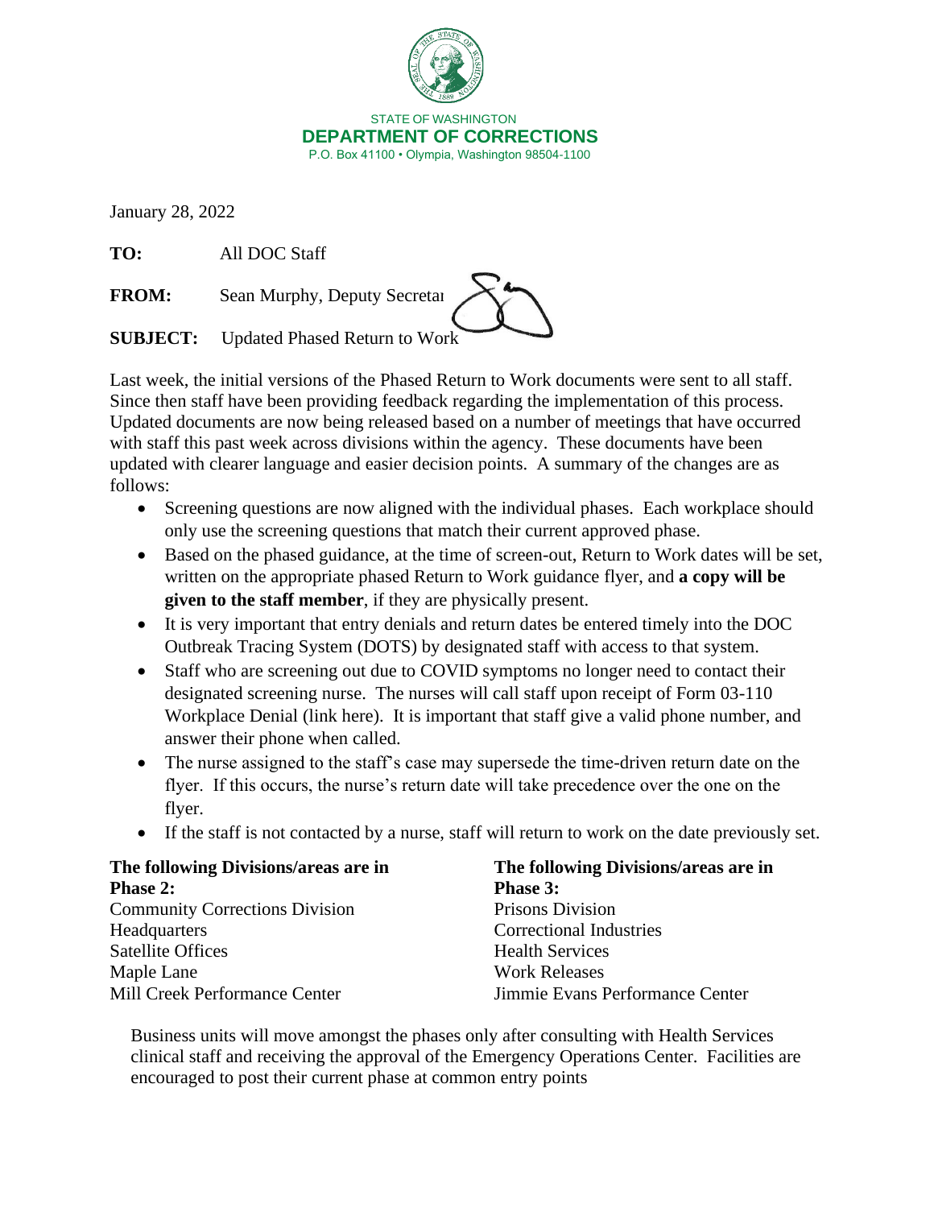STATE OF WASHINGTON
**DEPARTMENT OF CORRECTIONS**
P.O. Box 41100 • Olympia, Washington 98504-1100

January 28, 2022

**TO:** All DOC Staff

**FROM:** Sean Murphy, Deputy Secretar

**SUBJECT:** Updated Phased Return to Work

Last week, the initial versions of the Phased Return to Work documents were sent to all staff. Since then staff have been providing feedback regarding the implementation of this process. Updated documents are now being released based on a number of meetings that have occurred with staff this past week across divisions within the agency. These documents have been updated with clearer language and easier decision points. A summary of the changes are as follows:

- Screening questions are now aligned with the individual phases. Each workplace should only use the screening questions that match their current approved phase.
- Based on the phased guidance, at the time of screen-out, Return to Work dates will be set, written on the appropriate phased Return to Work guidance flyer, and **a copy will be given to the staff member**, if they are physically present.
- It is very important that entry denials and return dates be entered timely into the DOC Outbreak Tracing System (DOTS) by designated staff with access to that system.
- Staff who are screening out due to COVID symptoms no longer need to contact their designated screening nurse. The nurses will call staff upon receipt of Form 03-110 Workplace Denial (link here). It is important that staff give a valid phone number, and answer their phone when called.
- The nurse assigned to the staff's case may supersede the time-driven return date on the flyer. If this occurs, the nurse's return date will take precedence over the one on the flyer.
- If the staff is not contacted by a nurse, staff will return to work on the date previously set.

**The following Divisions/areas are in Phase 2:**
Community Corrections Division
Headquarters
Satellite Offices
Maple Lane
Mill Creek Performance Center

**The following Divisions/areas are in Phase 3:**
Prisons Division
Correctional Industries
Health Services
Work Releases
Jimmie Evans Performance Center

Business units will move amongst the phases only after consulting with Health Services clinical staff and receiving the approval of the Emergency Operations Center. Facilities are encouraged to post their current phase at common entry points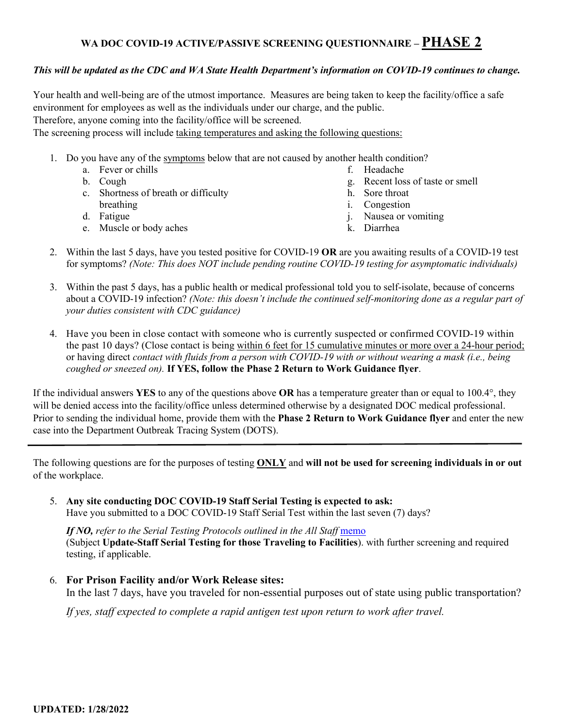# WA DOC COVID-19 ACTIVE/PASSIVE SCREENING QUESTIONNAIRE – **PHASE 2**

***This will be updated as the CDC and WA State Health Department's information on COVID-19 continues to change.***

Your health and well-being are of the utmost importance. Measures are being taken to keep the facility/office a safe environment for employees as well as the individuals under our charge, and the public.
Therefore, anyone coming into the facility/office will be screened.
The screening process will include taking temperatures and asking the following questions:

1. Do you have any of the symptoms below that are not caused by another health condition?
   a. Fever or chills
   b. Cough
   c. Shortness of breath or difficulty breathing
   d. Fatigue
   e. Muscle or body aches
   f. Headache
   g. Recent loss of taste or smell
   h. Sore throat
   i. Congestion
   j. Nausea or vomiting
   k. Diarrhea
2. Within the last 5 days, have you tested positive for COVID-19 **OR** are you awaiting results of a COVID-19 test for symptoms? *(Note: This does NOT include pending routine COVID-19 testing for asymptomatic individuals)*
3. Within the past 5 days, has a public health or medical professional told you to self-isolate, because of concerns about a COVID-19 infection? *(Note: this doesn't include the continued self-monitoring done as a regular part of your duties consistent with CDC guidance)*
4. Have you been in close contact with someone who is currently suspected or confirmed COVID-19 within the past 10 days? (Close contact is being within 6 feet for 15 cumulative minutes or more over a 24-hour period; or having direct *contact with fluids from a person with COVID-19 with or without wearing a mask (i.e., being coughed or sneezed on).* **If YES, follow the Phase 2 Return to Work Guidance flyer**.

If the individual answers **YES** to any of the questions above **OR** has a temperature greater than or equal to 100.4°, they will be denied access into the facility/office unless determined otherwise by a designated DOC medical professional. Prior to sending the individual home, provide them with the **Phase 2 Return to Work Guidance flyer** and enter the new case into the Department Outbreak Tracing System (DOTS).

---

The following questions are for the purposes of testing **ONLY** and **will not be used for screening individuals in or out** of the workplace.

5. **Any site conducting DOC COVID-19 Staff Serial Testing is expected to ask:**
   Have you submitted to a DOC COVID-19 Staff Serial Test within the last seven (7) days?

   ***If NO,*** *refer to the Serial Testing Protocols outlined in the All Staff* memo (Subject **Update-Staff Serial Testing for those Traveling to Facilities**). with further screening and required testing, if applicable.

6. **For Prison Facility and/or Work Release sites:**
   In the last 7 days, have you traveled for non-essential purposes out of state using public transportation?

   *If yes, staff expected to complete a rapid antigen test upon return to work after travel.*

**UPDATED: 1/28/2022**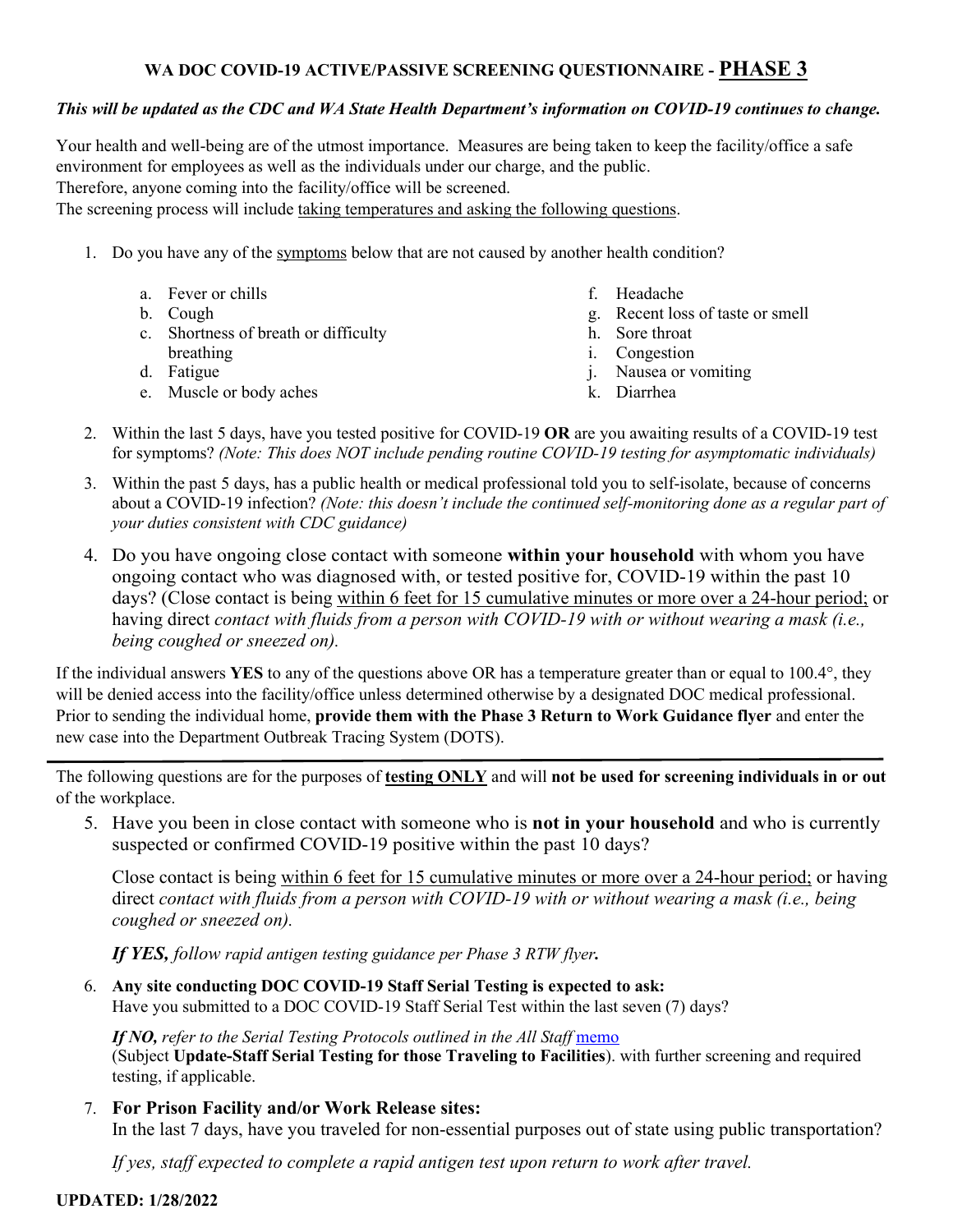# WA DOC COVID-19 ACTIVE/PASSIVE SCREENING QUESTIONNAIRE - PHASE 3

***This will be updated as the CDC and WA State Health Department's information on COVID-19 continues to change.***

Your health and well-being are of the utmost importance. Measures are being taken to keep the facility/office a safe environment for employees as well as the individuals under our charge, and the public.

Therefore, anyone coming into the facility/office will be screened.

The screening process will include taking temperatures and asking the following questions.

1. Do you have any of the symptoms below that are not caused by another health condition?

   a. Fever or chills
   b. Cough
   c. Shortness of breath or difficulty breathing
   d. Fatigue
   e. Muscle or body aches
   f. Headache
   g. Recent loss of taste or smell
   h. Sore throat
   i. Congestion
   j. Nausea or vomiting
   k. Diarrhea

2. Within the last 5 days, have you tested positive for COVID-19 **OR** are you awaiting results of a COVID-19 test for symptoms? *(Note: This does NOT include pending routine COVID-19 testing for asymptomatic individuals)*

3. Within the past 5 days, has a public health or medical professional told you to self-isolate, because of concerns about a COVID-19 infection? *(Note: this doesn't include the continued self-monitoring done as a regular part of your duties consistent with CDC guidance)*

4. Do you have ongoing close contact with someone **within your household** with whom you have ongoing contact who was diagnosed with, or tested positive for, COVID-19 within the past 10 days? (Close contact is being within 6 feet for 15 cumulative minutes or more over a 24-hour period; or having direct *contact with fluids from a person with COVID-19 with or without wearing a mask (i.e., being coughed or sneezed on).*

If the individual answers **YES** to any of the questions above OR has a temperature greater than or equal to 100.4°, they will be denied access into the facility/office unless determined otherwise by a designated DOC medical professional. Prior to sending the individual home, **provide them with the Phase 3 Return to Work Guidance flyer** and enter the new case into the Department Outbreak Tracing System (DOTS).

---

The following questions are for the purposes of **testing ONLY** and will **not be used for screening individuals in or out** of the workplace.

5. Have you been in close contact with someone who is **not in your household** and who is currently suspected or confirmed COVID-19 positive within the past 10 days?

   Close contact is being within 6 feet for 15 cumulative minutes or more over a 24-hour period; or having direct *contact with fluids from a person with COVID-19 with or without wearing a mask (i.e., being coughed or sneezed on).*

   ***If YES,** follow rapid antigen testing guidance per Phase 3 RTW flyer.*

6. **Any site conducting DOC COVID-19 Staff Serial Testing is expected to ask:**
   Have you submitted to a DOC COVID-19 Staff Serial Test within the last seven (7) days?

   ***If NO,** refer to the Serial Testing Protocols outlined in the All Staff* memo
   (Subject **Update-Staff Serial Testing for those Traveling to Facilities**). with further screening and required testing, if applicable.

7. **For Prison Facility and/or Work Release sites:**
   In the last 7 days, have you traveled for non-essential purposes out of state using public transportation?

   *If yes, staff expected to complete a rapid antigen test upon return to work after travel.*

**UPDATED: 1/28/2022**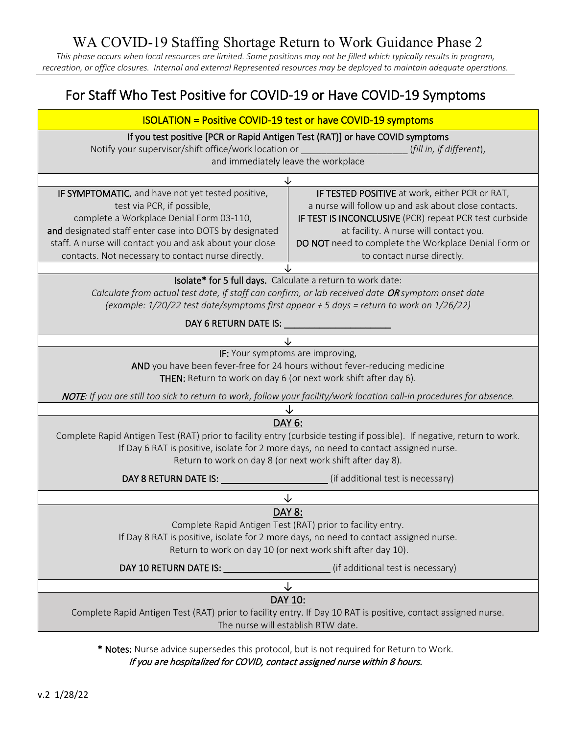# WA COVID-19 Staffing Shortage Return to Work Guidance Phase 2

*This phase occurs when local resources are limited. Some positions may not be filled which typically results in program, recreation, or office closures. Internal and external Represented resources may be deployed to maintain adequate operations.*

## For Staff Who Test Positive for COVID-19 or Have COVID-19 Symptoms

**ISOLATION = Positive COVID-19 test or have COVID-19 symptoms**

**If you test positive [PCR or Rapid Antigen Test (RAT)] or have COVID symptoms**

Notify your supervisor/shift office/work location or ____________________ (*fill in, if different*), and immediately leave the workplace

↓

| | |
|---|---|
| **IF SYMPTOMATIC**, and have not yet tested positive, test via PCR, if possible, complete a Workplace Denial Form 03-110, **and** designated staff enter case into DOTS by designated staff. A nurse will contact you and ask about your close contacts. Not necessary to contact nurse directly. | **IF TESTED POSITIVE** at work, either PCR or RAT, a nurse will follow up and ask about close contacts. **IF TEST IS INCONCLUSIVE** (PCR) repeat PCR test curbside at facility. A nurse will contact you. **DO NOT** need to complete the Workplace Denial Form or to contact nurse directly. |

↓

**Isolate\* for 5 full days.** Calculate a return to work date:

*Calculate from actual test date, if staff can confirm, or lab received date **OR** symptom onset date (example: 1/20/22 test date/symptoms first appear + 5 days = return to work on 1/26/22)*

**DAY 6 RETURN DATE IS:** ____________________

↓

**IF:** Your symptoms are improving,

**AND** you have been fever-free for 24 hours without fever-reducing medicine

**THEN:** Return to work on day 6 (or next work shift after day 6).

***NOTE***: *If you are still too sick to return to work, follow your facility/work location call-in procedures for absence.*

↓

**DAY 6:**

Complete Rapid Antigen Test (RAT) prior to facility entry (curbside testing if possible). If negative, return to work. If Day 6 RAT is positive, isolate for 2 more days, no need to contact assigned nurse. Return to work on day 8 (or next work shift after day 8).

**DAY 8 RETURN DATE IS:** ____________________ (if additional test is necessary)

↓

**DAY 8:**

Complete Rapid Antigen Test (RAT) prior to facility entry.
If Day 8 RAT is positive, isolate for 2 more days, no need to contact assigned nurse.
Return to work on day 10 (or next work shift after day 10).

**DAY 10 RETURN DATE IS:** ____________________ (if additional test is necessary)

↓

**DAY 10:**

Complete Rapid Antigen Test (RAT) prior to facility entry. If Day 10 RAT is positive, contact assigned nurse. The nurse will establish RTW date.

**\* Notes:** Nurse advice supersedes this protocol, but is not required for Return to Work.
*If you are hospitalized for COVID, contact assigned nurse within 8 hours.*

v.2 1/28/22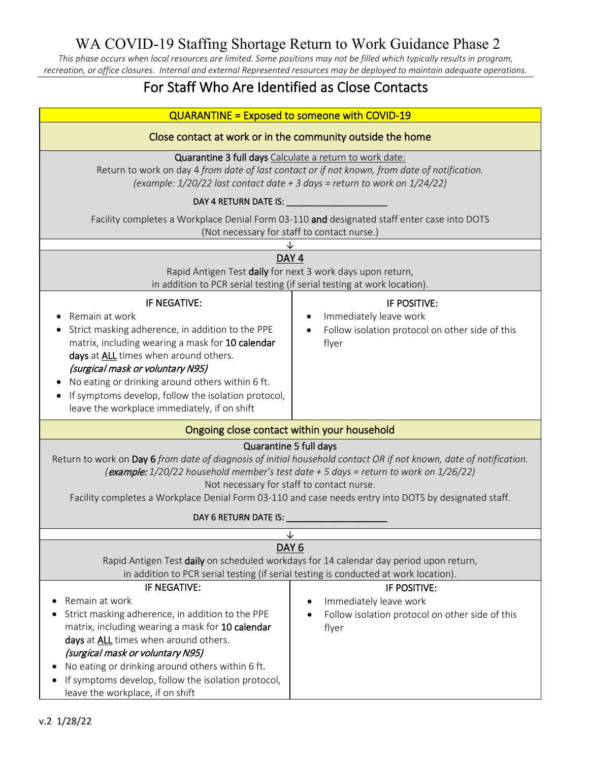# WA COVID-19 Staffing Shortage Return to Work Guidance Phase 2

*This phase occurs when local resources are limited. Some positions may not be filled which typically results in program, recreation, or office closures. Internal and external Represented resources may be deployed to maintain adequate operations.*

## For Staff Who Are Identified as Close Contacts

### QUARANTINE = Exposed to someone with COVID-19

#### Close contact at work or in the community outside the home

**Quarantine 3 full days** Calculate a return to work date:

Return to work on day 4 *from date of last contact or if not known, from date of notification.*

*(example: 1/20/22 last contact date + 3 days = return to work on 1/24/22)*

DAY 4 RETURN DATE IS: ____________________

Facility completes a Workplace Denial Form 03-110 **and** designated staff enter case into DOTS (Not necessary for staff to contact nurse.)

↓

**DAY 4**

Rapid Antigen Test **daily** for next 3 work days upon return, in addition to PCR serial testing (if serial testing at work location).

| IF NEGATIVE: | IF POSITIVE: |
| --- | --- |
| • Remain at work<br>• Strict masking adherence, in addition to the PPE matrix, including wearing a mask for **10 calendar days** at ALL times when around others. ***(surgical mask or voluntary N95)***<br>• No eating or drinking around others within 6 ft.<br>• If symptoms develop, follow the isolation protocol, leave the workplace immediately, if on shift | • Immediately leave work<br>• Follow isolation protocol on other side of this flyer |

#### Ongoing close contact within your household

**Quarantine 5 full days**

Return to work on **Day 6** *from date of diagnosis of initial household contact OR if not known, date of notification.*

*(**example:** 1/20/22 household member's test date + 5 days = return to work on 1/26/22)*

Not necessary for staff to contact nurse.

Facility completes a Workplace Denial Form 03-110 and case needs entry into DOTS by designated staff.

DAY 6 RETURN DATE IS: ____________________

↓

**DAY 6**

Rapid Antigen Test **daily** on scheduled workdays for 14 calendar day period upon return, in addition to PCR serial testing (if serial testing is conducted at work location).

| IF NEGATIVE: | IF POSITIVE: |
| --- | --- |
| • Remain at work<br>• Strict masking adherence, in addition to the PPE matrix, including wearing a mask for **10 calendar days** at ALL times when around others. ***(surgical mask or voluntary N95)***<br>• No eating or drinking around others within 6 ft.<br>• If symptoms develop, follow the isolation protocol, leave the workplace, if on shift | • Immediately leave work<br>• Follow isolation protocol on other side of this flyer |

v.2 1/28/22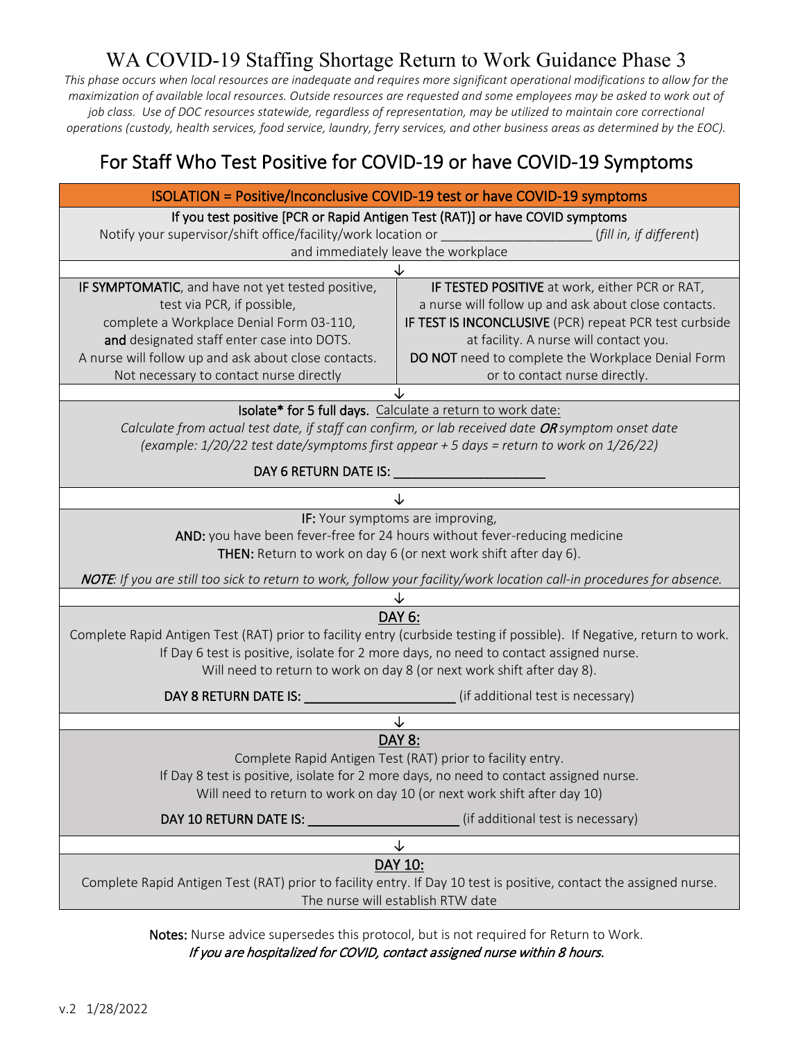# WA COVID-19 Staffing Shortage Return to Work Guidance Phase 3

*This phase occurs when local resources are inadequate and requires more significant operational modifications to allow for the maximization of available local resources. Outside resources are requested and some employees may be asked to work out of job class. Use of DOC resources statewide, regardless of representation, may be utilized to maintain core correctional operations (custody, health services, food service, laundry, ferry services, and other business areas as determined by the EOC).*

## For Staff Who Test Positive for COVID-19 or have COVID-19 Symptoms

**ISOLATION = Positive/Inconclusive COVID-19 test or have COVID-19 symptoms**

**If you test positive [PCR or Rapid Antigen Test (RAT)] or have COVID symptoms**

Notify your supervisor/shift office/facility/work location or ____________________ (*fill in, if different*) and immediately leave the workplace

↓

| **IF SYMPTOMATIC**, and have not yet tested positive, test via PCR, if possible, complete a Workplace Denial Form 03-110, **and** designated staff enter case into DOTS. A nurse will follow up and ask about close contacts. Not necessary to contact nurse directly | **IF TESTED POSITIVE** at work, either PCR or RAT, a nurse will follow up and ask about close contacts. **IF TEST IS INCONCLUSIVE** (PCR) repeat PCR test curbside at facility. A nurse will contact you. **DO NOT** need to complete the Workplace Denial Form or to contact nurse directly. |
|---|---|

↓

**Isolate\* for 5 full days.** Calculate a return to work date:

*Calculate from actual test date, if staff can confirm, or lab received date* ***OR*** *symptom onset date (example: 1/20/22 test date/symptoms first appear + 5 days = return to work on 1/26/22)*

DAY 6 RETURN DATE IS: ____________________

↓

**IF:** Your symptoms are improving,
**AND:** you have been fever-free for 24 hours without fever-reducing medicine
**THEN:** Return to work on day 6 (or next work shift after day 6).

***NOTE***: *If you are still too sick to return to work, follow your facility/work location call-in procedures for absence.*

↓

**DAY 6:**

Complete Rapid Antigen Test (RAT) prior to facility entry (curbside testing if possible). If Negative, return to work. If Day 6 test is positive, isolate for 2 more days, no need to contact assigned nurse. Will need to return to work on day 8 (or next work shift after day 8).

DAY 8 RETURN DATE IS: ____________________ (if additional test is necessary)

↓

**DAY 8:**

Complete Rapid Antigen Test (RAT) prior to facility entry.
If Day 8 test is positive, isolate for 2 more days, no need to contact assigned nurse.
Will need to return to work on day 10 (or next work shift after day 10)

DAY 10 RETURN DATE IS: ____________________ (if additional test is necessary)

↓

**DAY 10:**

Complete Rapid Antigen Test (RAT) prior to facility entry. If Day 10 test is positive, contact the assigned nurse. The nurse will establish RTW date

**Notes:** Nurse advice supersedes this protocol, but is not required for Return to Work.
*If you are hospitalized for COVID, contact assigned nurse within 8 hours.*

v.2 1/28/2022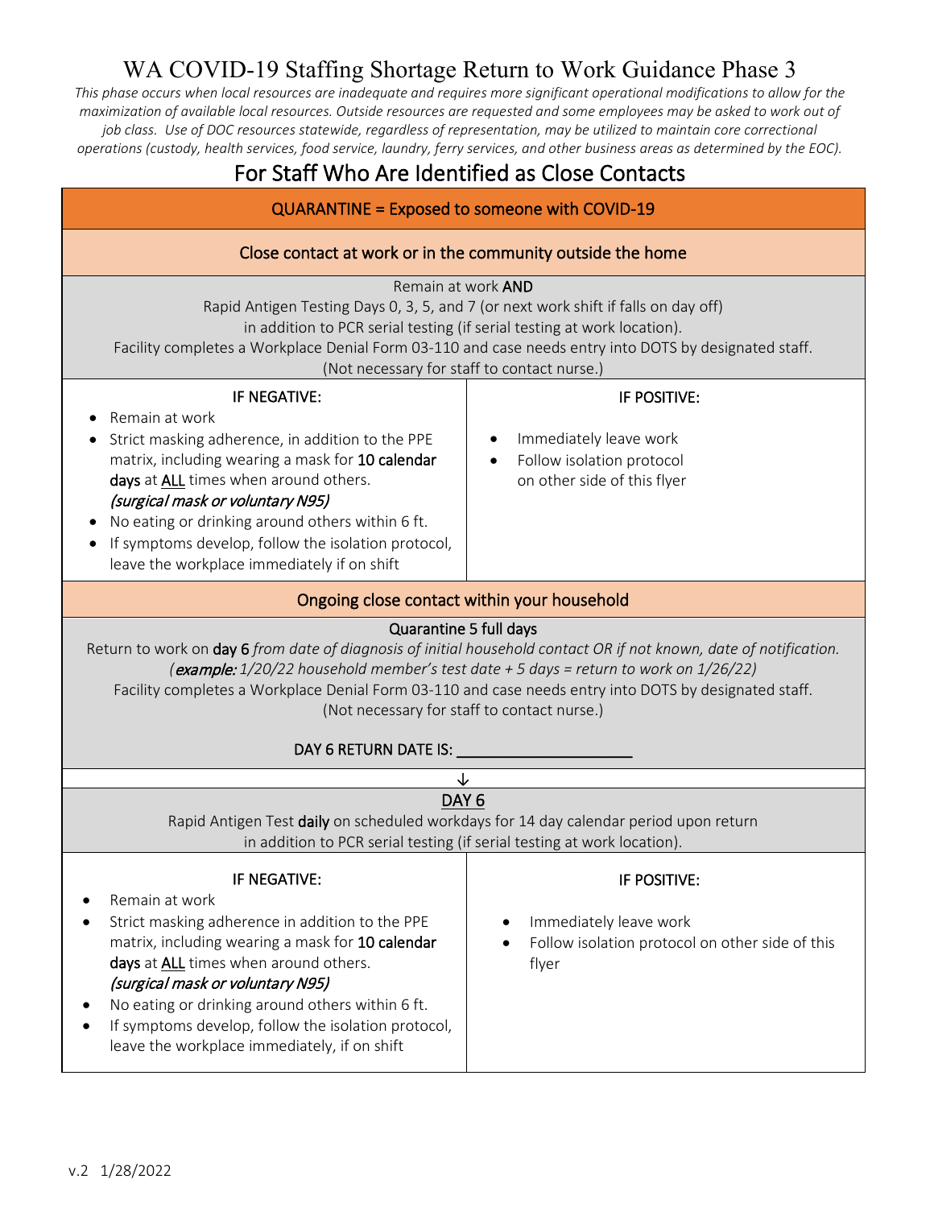# WA COVID-19 Staffing Shortage Return to Work Guidance Phase 3

*This phase occurs when local resources are inadequate and requires more significant operational modifications to allow for the maximization of available local resources. Outside resources are requested and some employees may be asked to work out of job class. Use of DOC resources statewide, regardless of representation, may be utilized to maintain core correctional operations (custody, health services, food service, laundry, ferry services, and other business areas as determined by the EOC).*

## For Staff Who Are Identified as Close Contacts

### QUARANTINE = Exposed to someone with COVID-19

#### Close contact at work or in the community outside the home

Remain at work **AND**
Rapid Antigen Testing Days 0, 3, 5, and 7 (or next work shift if falls on day off) in addition to PCR serial testing (if serial testing at work location).
Facility completes a Workplace Denial Form 03-110 and case needs entry into DOTS by designated staff.
(Not necessary for staff to contact nurse.)

| IF NEGATIVE: | IF POSITIVE: |
|---|---|
| • Remain at work<br>• Strict masking adherence, in addition to the PPE matrix, including wearing a mask for **10 calendar days** at <u>ALL</u> times when around others. ***(surgical mask or voluntary N95)***<br>• No eating or drinking around others within 6 ft.<br>• If symptoms develop, follow the isolation protocol, leave the workplace immediately if on shift | • Immediately leave work<br>• Follow isolation protocol on other side of this flyer |

#### Ongoing close contact within your household

Quarantine 5 full days
Return to work on **day 6** *from date of diagnosis of initial household contact OR if not known, date of notification.*
*(**example:** 1/20/22 household member's test date + 5 days = return to work on 1/26/22)*
Facility completes a Workplace Denial Form 03-110 and case needs entry into DOTS by designated staff.
(Not necessary for staff to contact nurse.)

DAY 6 RETURN DATE IS: ____________________

↓

<u>DAY 6</u>
Rapid Antigen Test **daily** on scheduled workdays for 14 day calendar period upon return in addition to PCR serial testing (if serial testing at work location).

| IF NEGATIVE: | IF POSITIVE: |
|---|---|
| • Remain at work<br>• Strict masking adherence in addition to the PPE matrix, including wearing a mask for **10 calendar days** at <u>ALL</u> times when around others. ***(surgical mask or voluntary N95)***<br>• No eating or drinking around others within 6 ft.<br>• If symptoms develop, follow the isolation protocol, leave the workplace immediately, if on shift | • Immediately leave work<br>• Follow isolation protocol on other side of this flyer |

v.2 1/28/2022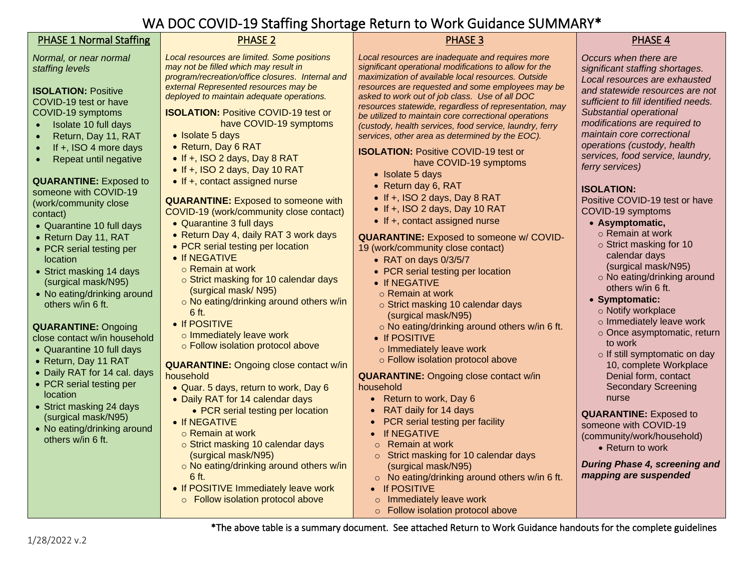# WA DOC COVID-19 Staffing Shortage Return to Work Guidance SUMMARY*

## PHASE 1 Normal Staffing

*Normal, or near normal staffing levels*

**ISOLATION:** Positive COVID-19 test or have COVID-19 symptoms

- Isolate 10 full days
- Return, Day 11, RAT
- If +, ISO 4 more days
- Repeat until negative

**QUARANTINE:** Exposed to someone with COVID-19 (work/community close contact)

- Quarantine 10 full days
- Return Day 11, RAT
- PCR serial testing per location
- Strict masking 14 days (surgical mask/N95)
- No eating/drinking around others w/in 6 ft.

**QUARANTINE:** Ongoing close contact w/in household

- Quarantine 10 full days
- Return, Day 11 RAT
- Daily RAT for 14 cal. days
- PCR serial testing per location
- Strict masking 24 days (surgical mask/N95)
- No eating/drinking around others w/in 6 ft.

## PHASE 2

*Local resources are limited. Some positions may not be filled which may result in program/recreation/office closures. Internal and external Represented resources may be deployed to maintain adequate operations.*

**ISOLATION:** Positive COVID-19 test or have COVID-19 symptoms

- Isolate 5 days
- Return, Day 6 RAT
- If +, ISO 2 days, Day 8 RAT
- If +, ISO 2 days, Day 10 RAT
- If +, contact assigned nurse

**QUARANTINE:** Exposed to someone with COVID-19 (work/community close contact)

- Quarantine 3 full days
- Return Day 4, daily RAT 3 work days
- PCR serial testing per location
- If NEGATIVE
  - Remain at work
  - Strict masking for 10 calendar days (surgical mask/ N95)
  - No eating/drinking around others w/in 6 ft.
- If POSITIVE
  - Immediately leave work
  - Follow isolation protocol above

**QUARANTINE:** Ongoing close contact w/in household

- Quar. 5 days, return to work, Day 6
- Daily RAT for 14 calendar days
  - PCR serial testing per location
- If NEGATIVE
  - Remain at work
  - Strict masking 10 calendar days (surgical mask/N95)
  - No eating/drinking around others w/in 6 ft.
- If POSITIVE Immediately leave work
  - Follow isolation protocol above

## PHASE 3

*Local resources are inadequate and requires more significant operational modifications to allow for the maximization of available local resources. Outside resources are requested and some employees may be asked to work out of job class. Use of all DOC resources statewide, regardless of representation, may be utilized to maintain core correctional operations (custody, health services, food service, laundry, ferry services, other area as determined by the EOC).*

**ISOLATION:** Positive COVID-19 test or have COVID-19 symptoms

- Isolate 5 days
- Return day 6, RAT
- If +, ISO 2 days, Day 8 RAT
- If +, ISO 2 days, Day 10 RAT
- If +, contact assigned nurse

**QUARANTINE:** Exposed to someone w/ COVID-19 (work/community close contact)

- RAT on days 0/3/5/7
- PCR serial testing per location
- If NEGATIVE
  - Remain at work
  - Strict masking 10 calendar days (surgical mask/N95)
  - No eating/drinking around others w/in 6 ft.
- If POSITIVE
  - Immediately leave work
  - Follow isolation protocol above

**QUARANTINE:** Ongoing close contact w/in household

- Return to work, Day 6
- RAT daily for 14 days
- PCR serial testing per facility
- If NEGATIVE
  - Remain at work
  - Strict masking for 10 calendar days (surgical mask/N95)
  - No eating/drinking around others w/in 6 ft.
- If POSITIVE
  - Immediately leave work
  - Follow isolation protocol above

## PHASE 4

*Occurs when there are significant staffing shortages. Local resources are exhausted and statewide resources are not sufficient to fill identified needs. Substantial operational modifications are required to maintain core correctional operations (custody, health services, food service, laundry, ferry services)*

**ISOLATION:**
Positive COVID-19 test or have COVID-19 symptoms

- **Asymptomatic,**
  - Remain at work
  - Strict masking for 10 calendar days (surgical mask/N95)
  - No eating/drinking around others w/in 6 ft.
- **Symptomatic:**
  - Notify workplace
  - Immediately leave work
  - Once asymptomatic, return to work
  - If still symptomatic on day 10, complete Workplace Denial form, contact Secondary Screening nurse

**QUARANTINE:** Exposed to someone with COVID-19 (community/work/household)

- Return to work

***During Phase 4, screening and mapping are suspended***

*The above table is a summary document. See attached Return to Work Guidance handouts for the complete guidelines

1/28/2022 v.2